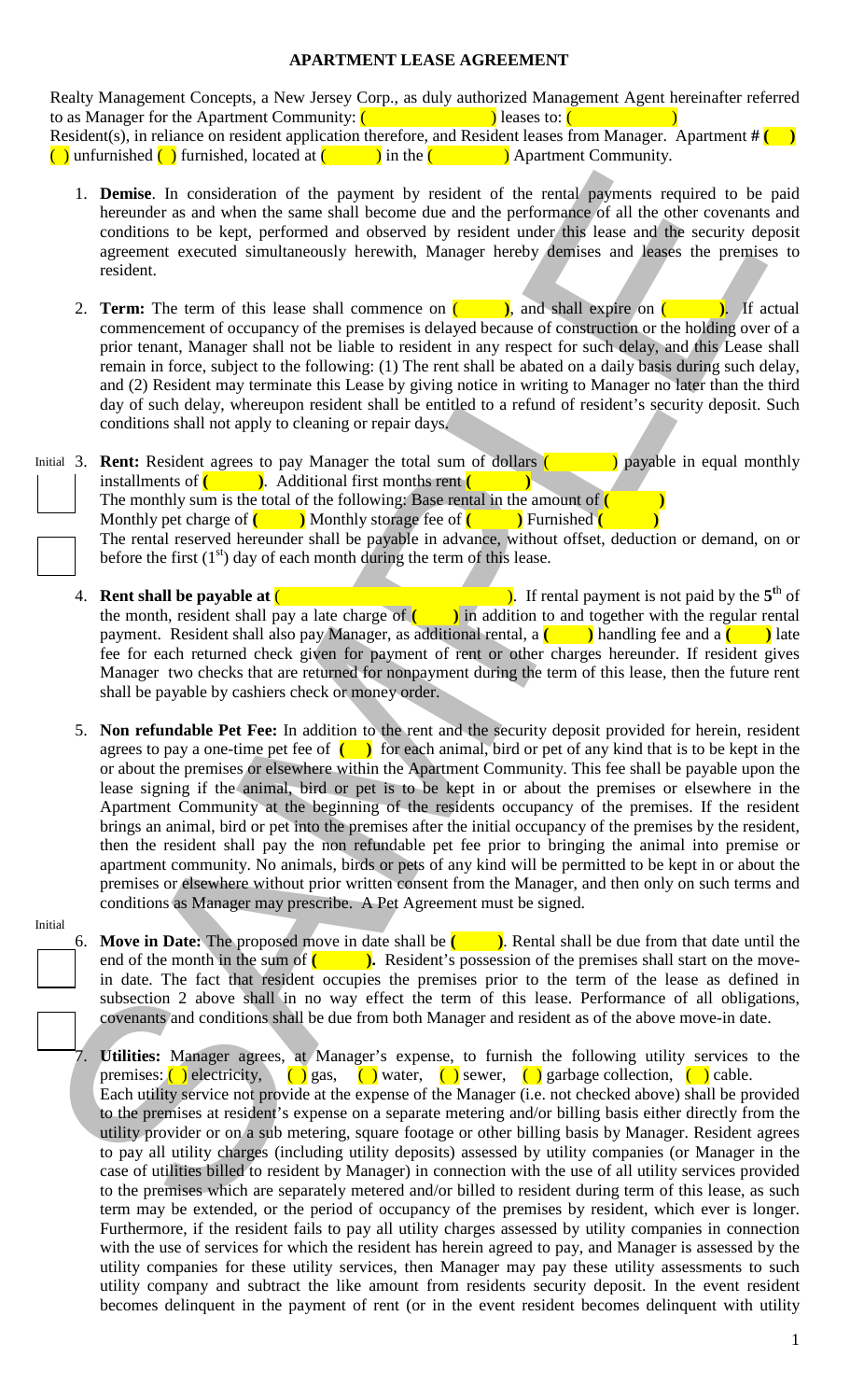# APARTMENT LEASE AGREEMENT

Realty Management Concepts, a New Jersey Corp., as duly authorized Management Agent hereinafter referred to as Manager for the Apartment Community: ( ) leases to: ( )
Resident(s), in reliance on resident application therefore, and Resident leases from Manager. Apartment # ( )
( ) unfurnished ( ) furnished, located at ( ) in the ( ) Apartment Community.

1. **Demise**. In consideration of the payment by resident of the rental payments required to be paid hereunder as and when the same shall become due and the performance of all the other covenants and conditions to be kept, performed and observed by resident under this lease and the security deposit agreement executed simultaneously herewith, Manager hereby demises and leases the premises to resident.

2. **Term:** The term of this lease shall commence on ( ), and shall expire on ( ). If actual commencement of occupancy of the premises is delayed because of construction or the holding over of a prior tenant, Manager shall not be liable to resident in any respect for such delay, and this Lease shall remain in force, subject to the following: (1) The rent shall be abated on a daily basis during such delay, and (2) Resident may terminate this Lease by giving notice in writing to Manager no later than the third day of such delay, whereupon resident shall be entitled to a refund of resident's security deposit. Such conditions shall not apply to cleaning or repair days.

Initial

3. **Rent:** Resident agrees to pay Manager the total sum of dollars ( ) payable in equal monthly installments of ( ). Additional first months rent ( )
The monthly sum is the total of the following: Base rental in the amount of ( )
Monthly pet charge of ( ) Monthly storage fee of ( ) Furnished ( )
The rental reserved hereunder shall be payable in advance, without offset, deduction or demand, on or before the first (1st) day of each month during the term of this lease.

4. **Rent shall be payable at** ( ). If rental payment is not paid by the 5th of the month, resident shall pay a late charge of ( ) in addition to and together with the regular rental payment. Resident shall also pay Manager, as additional rental, a ( ) handling fee and a ( ) late fee for each returned check given for payment of rent or other charges hereunder. If resident gives Manager two checks that are returned for nonpayment during the term of this lease, then the future rent shall be payable by cashiers check or money order.

5. **Non refundable Pet Fee:** In addition to the rent and the security deposit provided for herein, resident agrees to pay a one-time pet fee of ( ) for each animal, bird or pet of any kind that is to be kept in the or about the premises or elsewhere within the Apartment Community. This fee shall be payable upon the lease signing if the animal, bird or pet is to be kept in or about the premises or elsewhere in the Apartment Community at the beginning of the residents occupancy of the premises. If the resident brings an animal, bird or pet into the premises after the initial occupancy of the premises by the resident, then the resident shall pay the non refundable pet fee prior to bringing the animal into premise or apartment community. No animals, birds or pets of any kind will be permitted to be kept in or about the premises or elsewhere without prior written consent from the Manager, and then only on such terms and conditions as Manager may prescribe. A Pet Agreement must be signed.

Initial

6. **Move in Date:** The proposed move in date shall be ( ). Rental shall be due from that date until the end of the month in the sum of ( ). Resident's possession of the premises shall start on the move-in date. The fact that resident occupies the premises prior to the term of the lease as defined in subsection 2 above shall in no way effect the term of this lease. Performance of all obligations, covenants and conditions shall be due from both Manager and resident as of the above move-in date.

7. **Utilities:** Manager agrees, at Manager's expense, to furnish the following utility services to the premises: ( ) electricity, ( ) gas, ( ) water, ( ) sewer, ( ) garbage collection, ( ) cable.
Each utility service not provide at the expense of the Manager (i.e. not checked above) shall be provided to the premises at resident's expense on a separate metering and/or billing basis either directly from the utility provider or on a sub metering, square footage or other billing basis by Manager. Resident agrees to pay all utility charges (including utility deposits) assessed by utility companies (or Manager in the case of utilities billed to resident by Manager) in connection with the use of all utility services provided to the premises which are separately metered and/or billed to resident during term of this lease, as such term may be extended, or the period of occupancy of the premises by resident, which ever is longer. Furthermore, if the resident fails to pay all utility charges assessed by utility companies in connection with the use of services for which the resident has herein agreed to pay, and Manager is assessed by the utility companies for these utility services, then Manager may pay these utility assessments to such utility company and subtract the like amount from residents security deposit. In the event resident becomes delinquent in the payment of rent (or in the event resident becomes delinquent with utility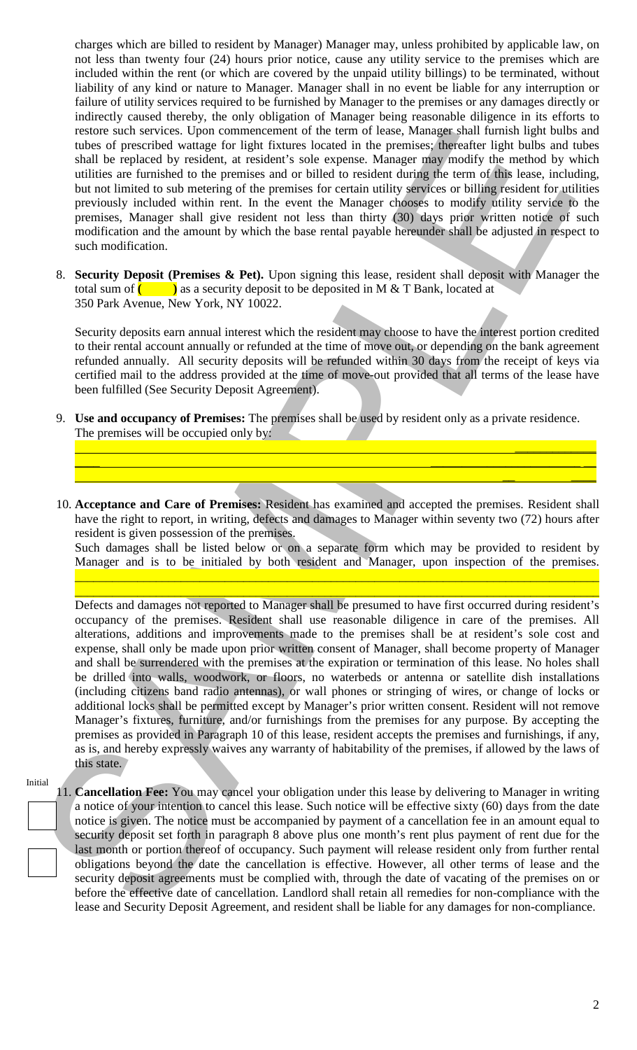charges which are billed to resident by Manager) Manager may, unless prohibited by applicable law, on not less than twenty four (24) hours prior notice, cause any utility service to the premises which are included within the rent (or which are covered by the unpaid utility billings) to be terminated, without liability of any kind or nature to Manager. Manager shall in no event be liable for any interruption or failure of utility services required to be furnished by Manager to the premises or any damages directly or indirectly caused thereby, the only obligation of Manager being reasonable diligence in its efforts to restore such services. Upon commencement of the term of lease, Manager shall furnish light bulbs and tubes of prescribed wattage for light fixtures located in the premises; thereafter light bulbs and tubes shall be replaced by resident, at resident's sole expense. Manager may modify the method by which utilities are furnished to the premises and or billed to resident during the term of this lease, including, but not limited to sub metering of the premises for certain utility services or billing resident for utilities previously included within rent. In the event the Manager chooses to modify utility service to the premises, Manager shall give resident not less than thirty (30) days prior written notice of such modification and the amount by which the base rental payable hereunder shall be adjusted in respect to such modification.

8. **Security Deposit (Premises & Pet).** Upon signing this lease, resident shall deposit with Manager the total sum of **( )** as a security deposit to be deposited in M & T Bank, located at 350 Park Avenue, New York, NY 10022.

   Security deposits earn annual interest which the resident may choose to have the interest portion credited to their rental account annually or refunded at the time of move out, or depending on the bank agreement refunded annually. All security deposits will be refunded within 30 days from the receipt of keys via certified mail to the address provided at the time of move-out provided that all terms of the lease have been fulfilled (See Security Deposit Agreement).

9. **Use and occupancy of Premises:** The premises shall be used by resident only as a private residence. The premises will be occupied only by:

   ____________________________________________________________________________
   ____________________________________________________________________________
   ____________________________________________________________________________

10. **Acceptance and Care of Premises:** Resident has examined and accepted the premises. Resident shall have the right to report, in writing, defects and damages to Manager within seventy two (72) hours after resident is given possession of the premises.
    Such damages shall be listed below or on a separate form which may be provided to resident by Manager and is to be initialed by both resident and Manager, upon inspection of the premises.

    ____________________________________________________________________________
    ____________________________________________________________________________

    Defects and damages not reported to Manager shall be presumed to have first occurred during resident's occupancy of the premises. Resident shall use reasonable diligence in care of the premises. All alterations, additions and improvements made to the premises shall be at resident's sole cost and expense, shall only be made upon prior written consent of Manager, shall become property of Manager and shall be surrendered with the premises at the expiration or termination of this lease. No holes shall be drilled into walls, woodwork, or floors, no waterbeds or antenna or satellite dish installations (including citizens band radio antennas), or wall phones or stringing of wires, or change of locks or additional locks shall be permitted except by Manager's prior written consent. Resident will not remove Manager's fixtures, furniture, and/or furnishings from the premises for any purpose. By accepting the premises as provided in Paragraph 10 of this lease, resident accepts the premises and furnishings, if any, as is, and hereby expressly waives any warranty of habitability of the premises, if allowed by the laws of this state.

Initial

☐

☐

11. **Cancellation Fee:** You may cancel your obligation under this lease by delivering to Manager in writing a notice of your intention to cancel this lease. Such notice will be effective sixty (60) days from the date notice is given. The notice must be accompanied by payment of a cancellation fee in an amount equal to security deposit set forth in paragraph 8 above plus one month's rent plus payment of rent due for the last month or portion thereof of occupancy. Such payment will release resident only from further rental obligations beyond the date the cancellation is effective. However, all other terms of lease and the security deposit agreements must be complied with, through the date of vacating of the premises on or before the effective date of cancellation. Landlord shall retain all remedies for non-compliance with the lease and Security Deposit Agreement, and resident shall be liable for any damages for non-compliance.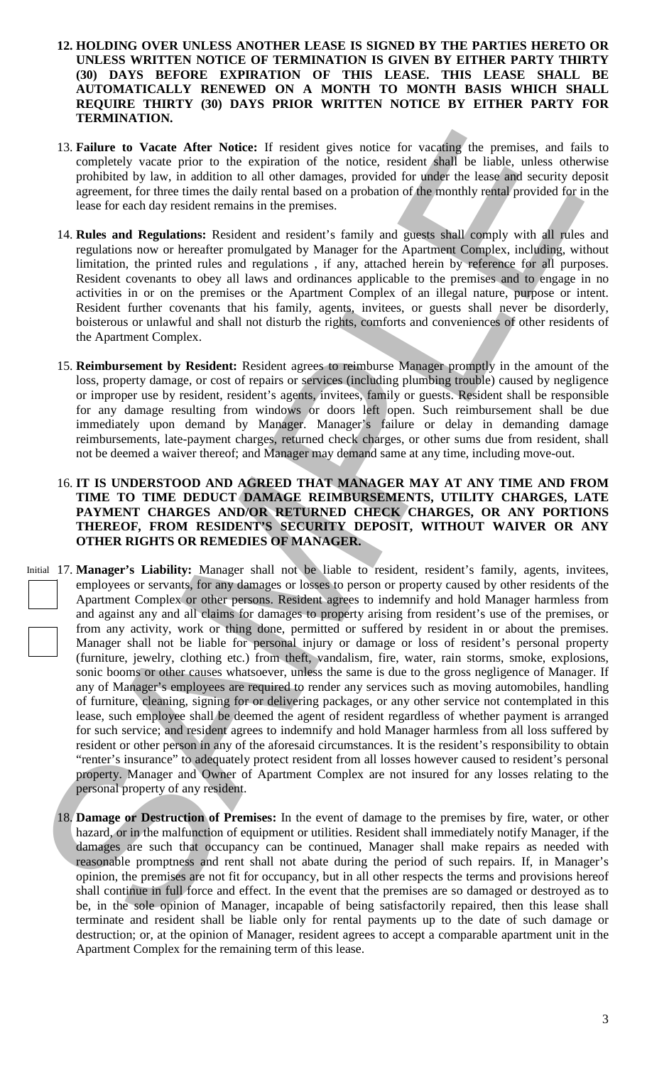12. **HOLDING OVER UNLESS ANOTHER LEASE IS SIGNED BY THE PARTIES HERETO OR UNLESS WRITTEN NOTICE OF TERMINATION IS GIVEN BY EITHER PARTY THIRTY (30) DAYS BEFORE EXPIRATION OF THIS LEASE. THIS LEASE SHALL BE AUTOMATICALLY RENEWED ON A MONTH TO MONTH BASIS WHICH SHALL REQUIRE THIRTY (30) DAYS PRIOR WRITTEN NOTICE BY EITHER PARTY FOR TERMINATION.**

13. **Failure to Vacate After Notice:** If resident gives notice for vacating the premises, and fails to completely vacate prior to the expiration of the notice, resident shall be liable, unless otherwise prohibited by law, in addition to all other damages, provided for under the lease and security deposit agreement, for three times the daily rental based on a probation of the monthly rental provided for in the lease for each day resident remains in the premises.

14. **Rules and Regulations:** Resident and resident's family and guests shall comply with all rules and regulations now or hereafter promulgated by Manager for the Apartment Complex, including, without limitation, the printed rules and regulations , if any, attached herein by reference for all purposes. Resident covenants to obey all laws and ordinances applicable to the premises and to engage in no activities in or on the premises or the Apartment Complex of an illegal nature, purpose or intent. Resident further covenants that his family, agents, invitees, or guests shall never be disorderly, boisterous or unlawful and shall not disturb the rights, comforts and conveniences of other residents of the Apartment Complex.

15. **Reimbursement by Resident:** Resident agrees to reimburse Manager promptly in the amount of the loss, property damage, or cost of repairs or services (including plumbing trouble) caused by negligence or improper use by resident, resident's agents, invitees, family or guests. Resident shall be responsible for any damage resulting from windows or doors left open. Such reimbursement shall be due immediately upon demand by Manager. Manager's failure or delay in demanding damage reimbursements, late-payment charges, returned check charges, or other sums due from resident, shall not be deemed a waiver thereof; and Manager may demand same at any time, including move-out.

16. **IT IS UNDERSTOOD AND AGREED THAT MANAGER MAY AT ANY TIME AND FROM TIME TO TIME DEDUCT DAMAGE REIMBURSEMENTS, UTILITY CHARGES, LATE PAYMENT CHARGES AND/OR RETURNED CHECK CHARGES, OR ANY PORTIONS THEREOF, FROM RESIDENT'S SECURITY DEPOSIT, WITHOUT WAIVER OR ANY OTHER RIGHTS OR REMEDIES OF MANAGER.**

Initial ☐ ☐

17. **Manager's Liability:** Manager shall not be liable to resident, resident's family, agents, invitees, employees or servants, for any damages or losses to person or property caused by other residents of the Apartment Complex or other persons. Resident agrees to indemnify and hold Manager harmless from and against any and all claims for damages to property arising from resident's use of the premises, or from any activity, work or thing done, permitted or suffered by resident in or about the premises. Manager shall not be liable for personal injury or damage or loss of resident's personal property (furniture, jewelry, clothing etc.) from theft, vandalism, fire, water, rain storms, smoke, explosions, sonic booms or other causes whatsoever, unless the same is due to the gross negligence of Manager. If any of Manager's employees are required to render any services such as moving automobiles, handling of furniture, cleaning, signing for or delivering packages, or any other service not contemplated in this lease, such employee shall be deemed the agent of resident regardless of whether payment is arranged for such service; and resident agrees to indemnify and hold Manager harmless from all loss suffered by resident or other person in any of the aforesaid circumstances. It is the resident's responsibility to obtain "renter's insurance" to adequately protect resident from all losses however caused to resident's personal property. Manager and Owner of Apartment Complex are not insured for any losses relating to the personal property of any resident.

18. **Damage or Destruction of Premises:** In the event of damage to the premises by fire, water, or other hazard, or in the malfunction of equipment or utilities. Resident shall immediately notify Manager, if the damages are such that occupancy can be continued, Manager shall make repairs as needed with reasonable promptness and rent shall not abate during the period of such repairs. If, in Manager's opinion, the premises are not fit for occupancy, but in all other respects the terms and provisions hereof shall continue in full force and effect. In the event that the premises are so damaged or destroyed as to be, in the sole opinion of Manager, incapable of being satisfactorily repaired, then this lease shall terminate and resident shall be liable only for rental payments up to the date of such damage or destruction; or, at the opinion of Manager, resident agrees to accept a comparable apartment unit in the Apartment Complex for the remaining term of this lease.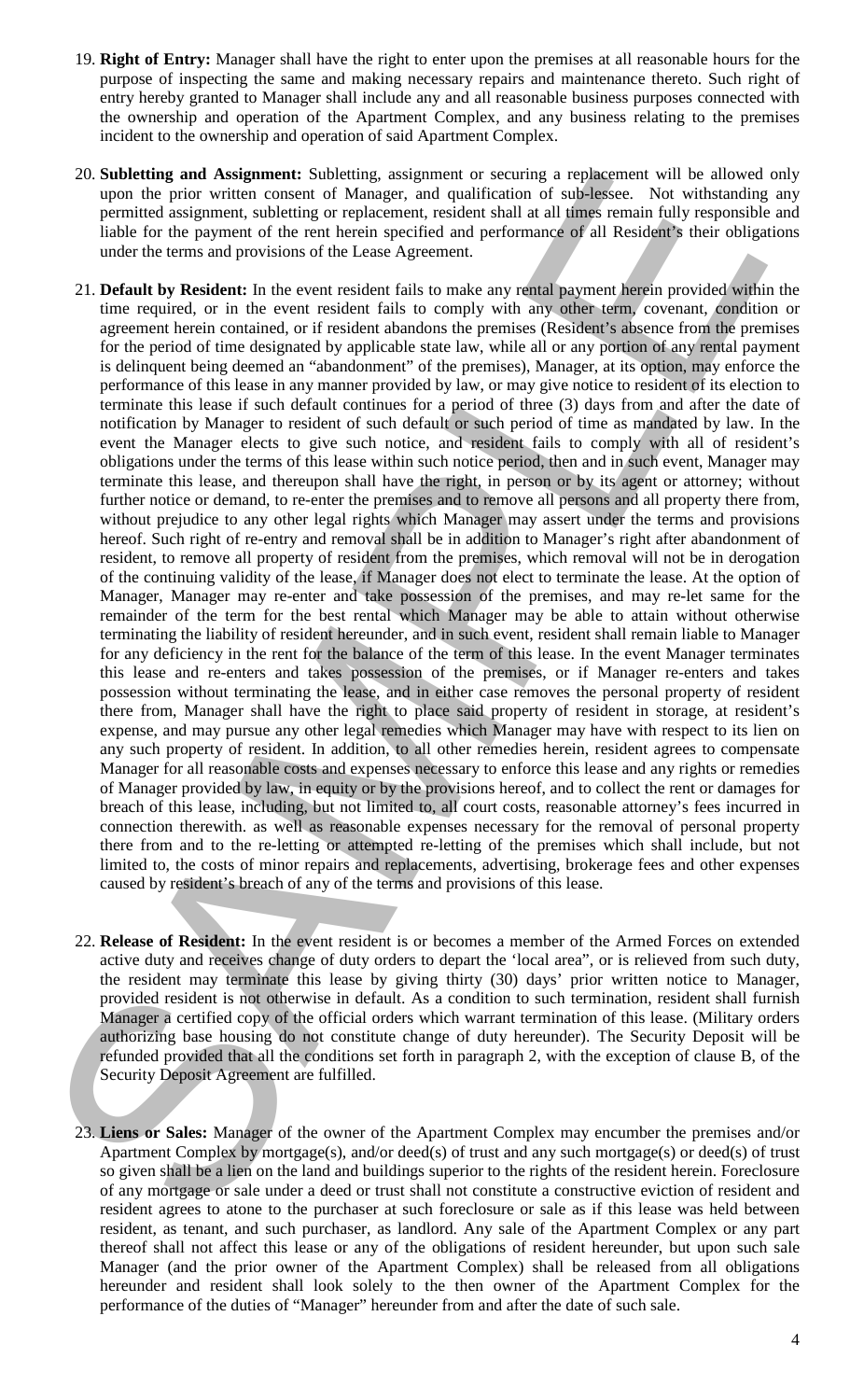19. **Right of Entry:** Manager shall have the right to enter upon the premises at all reasonable hours for the purpose of inspecting the same and making necessary repairs and maintenance thereto. Such right of entry hereby granted to Manager shall include any and all reasonable business purposes connected with the ownership and operation of the Apartment Complex, and any business relating to the premises incident to the ownership and operation of said Apartment Complex.

20. **Subletting and Assignment:** Subletting, assignment or securing a replacement will be allowed only upon the prior written consent of Manager, and qualification of sub-lessee. Not withstanding any permitted assignment, subletting or replacement, resident shall at all times remain fully responsible and liable for the payment of the rent herein specified and performance of all Resident's their obligations under the terms and provisions of the Lease Agreement.

21. **Default by Resident:** In the event resident fails to make any rental payment herein provided within the time required, or in the event resident fails to comply with any other term, covenant, condition or agreement herein contained, or if resident abandons the premises (Resident's absence from the premises for the period of time designated by applicable state law, while all or any portion of any rental payment is delinquent being deemed an "abandonment" of the premises), Manager, at its option, may enforce the performance of this lease in any manner provided by law, or may give notice to resident of its election to terminate this lease if such default continues for a period of three (3) days from and after the date of notification by Manager to resident of such default or such period of time as mandated by law. In the event the Manager elects to give such notice, and resident fails to comply with all of resident's obligations under the terms of this lease within such notice period, then and in such event, Manager may terminate this lease, and thereupon shall have the right, in person or by its agent or attorney; without further notice or demand, to re-enter the premises and to remove all persons and all property there from, without prejudice to any other legal rights which Manager may assert under the terms and provisions hereof. Such right of re-entry and removal shall be in addition to Manager's right after abandonment of resident, to remove all property of resident from the premises, which removal will not be in derogation of the continuing validity of the lease, if Manager does not elect to terminate the lease. At the option of Manager, Manager may re-enter and take possession of the premises, and may re-let same for the remainder of the term for the best rental which Manager may be able to attain without otherwise terminating the liability of resident hereunder, and in such event, resident shall remain liable to Manager for any deficiency in the rent for the balance of the term of this lease. In the event Manager terminates this lease and re-enters and takes possession of the premises, or if Manager re-enters and takes possession without terminating the lease, and in either case removes the personal property of resident there from, Manager shall have the right to place said property of resident in storage, at resident's expense, and may pursue any other legal remedies which Manager may have with respect to its lien on any such property of resident. In addition, to all other remedies herein, resident agrees to compensate Manager for all reasonable costs and expenses necessary to enforce this lease and any rights or remedies of Manager provided by law, in equity or by the provisions hereof, and to collect the rent or damages for breach of this lease, including, but not limited to, all court costs, reasonable attorney's fees incurred in connection therewith. as well as reasonable expenses necessary for the removal of personal property there from and to the re-letting or attempted re-letting of the premises which shall include, but not limited to, the costs of minor repairs and replacements, advertising, brokerage fees and other expenses caused by resident's breach of any of the terms and provisions of this lease.

22. **Release of Resident:** In the event resident is or becomes a member of the Armed Forces on extended active duty and receives change of duty orders to depart the 'local area", or is relieved from such duty, the resident may terminate this lease by giving thirty (30) days' prior written notice to Manager, provided resident is not otherwise in default. As a condition to such termination, resident shall furnish Manager a certified copy of the official orders which warrant termination of this lease. (Military orders authorizing base housing do not constitute change of duty hereunder). The Security Deposit will be refunded provided that all the conditions set forth in paragraph 2, with the exception of clause B, of the Security Deposit Agreement are fulfilled.

23. **Liens or Sales:** Manager of the owner of the Apartment Complex may encumber the premises and/or Apartment Complex by mortgage(s), and/or deed(s) of trust and any such mortgage(s) or deed(s) of trust so given shall be a lien on the land and buildings superior to the rights of the resident herein. Foreclosure of any mortgage or sale under a deed or trust shall not constitute a constructive eviction of resident and resident agrees to atone to the purchaser at such foreclosure or sale as if this lease was held between resident, as tenant, and such purchaser, as landlord. Any sale of the Apartment Complex or any part thereof shall not affect this lease or any of the obligations of resident hereunder, but upon such sale Manager (and the prior owner of the Apartment Complex) shall be released from all obligations hereunder and resident shall look solely to the then owner of the Apartment Complex for the performance of the duties of "Manager" hereunder from and after the date of such sale.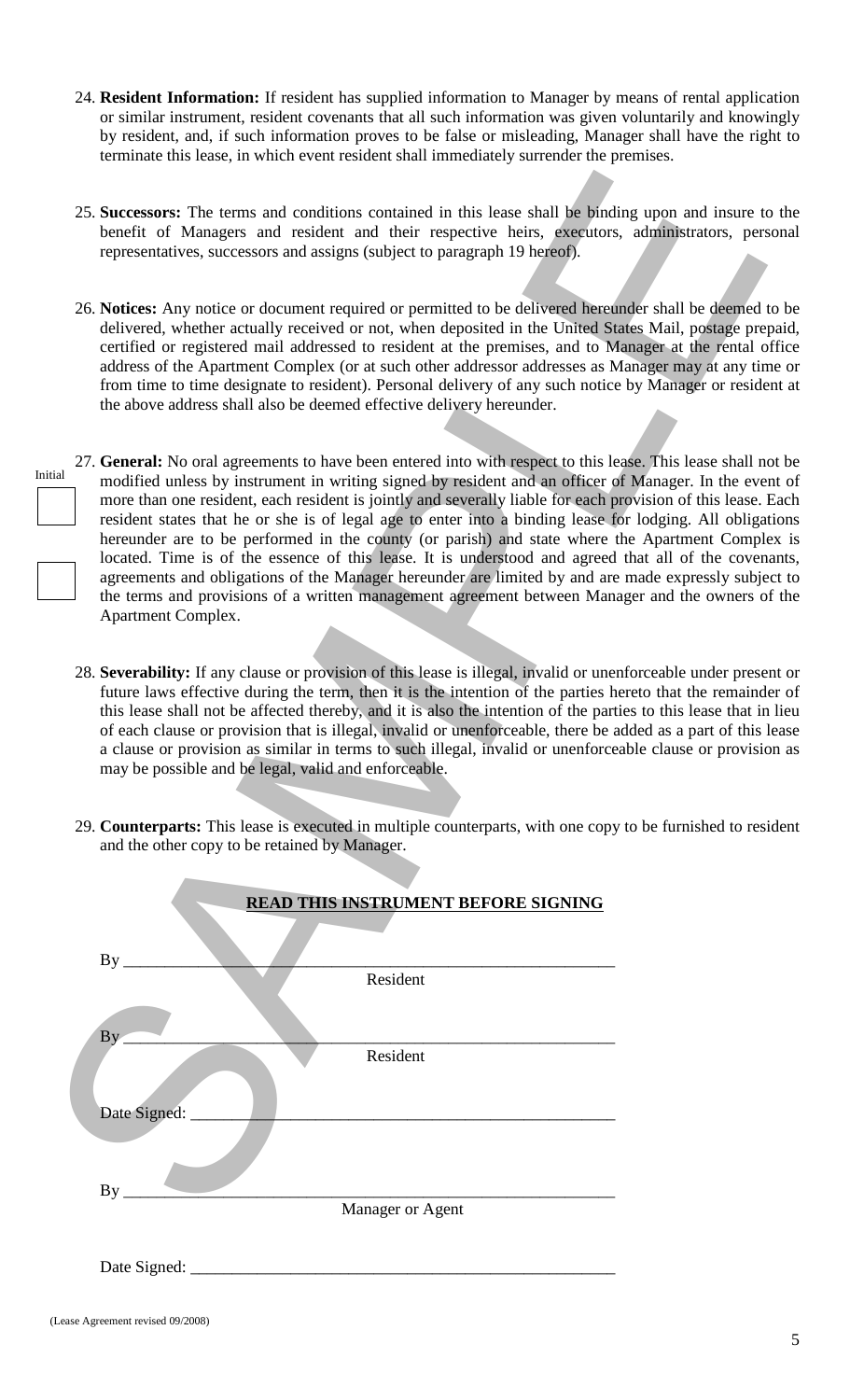24. **Resident Information:** If resident has supplied information to Manager by means of rental application or similar instrument, resident covenants that all such information was given voluntarily and knowingly by resident, and, if such information proves to be false or misleading, Manager shall have the right to terminate this lease, in which event resident shall immediately surrender the premises.

25. **Successors:** The terms and conditions contained in this lease shall be binding upon and insure to the benefit of Managers and resident and their respective heirs, executors, administrators, personal representatives, successors and assigns (subject to paragraph 19 hereof).

26. **Notices:** Any notice or document required or permitted to be delivered hereunder shall be deemed to be delivered, whether actually received or not, when deposited in the United States Mail, postage prepaid, certified or registered mail addressed to resident at the premises, and to Manager at the rental office address of the Apartment Complex (or at such other addressor addresses as Manager may at any time or from time to time designate to resident). Personal delivery of any such notice by Manager or resident at the above address shall also be deemed effective delivery hereunder.

Initial

27. **General:** No oral agreements to have been entered into with respect to this lease. This lease shall not be modified unless by instrument in writing signed by resident and an officer of Manager. In the event of more than one resident, each resident is jointly and severally liable for each provision of this lease. Each resident states that he or she is of legal age to enter into a binding lease for lodging. All obligations hereunder are to be performed in the county (or parish) and state where the Apartment Complex is located. Time is of the essence of this lease. It is understood and agreed that all of the covenants, agreements and obligations of the Manager hereunder are limited by and are made expressly subject to the terms and provisions of a written management agreement between Manager and the owners of the Apartment Complex.

28. **Severability:** If any clause or provision of this lease is illegal, invalid or unenforceable under present or future laws effective during the term, then it is the intention of the parties hereto that the remainder of this lease shall not be affected thereby, and it is also the intention of the parties to this lease that in lieu of each clause or provision that is illegal, invalid or unenforceable, there be added as a part of this lease a clause or provision as similar in terms to such illegal, invalid or unenforceable clause or provision as may be possible and be legal, valid and enforceable.

29. **Counterparts:** This lease is executed in multiple counterparts, with one copy to be furnished to resident and the other copy to be retained by Manager.

**READ THIS INSTRUMENT BEFORE SIGNING**

By ____________________________________________________________
Resident

By ____________________________________________________________
Resident

Date Signed: ____________________________________________________

By ____________________________________________________________
Manager or Agent

Date Signed: ____________________________________________________

(Lease Agreement revised 09/2008)